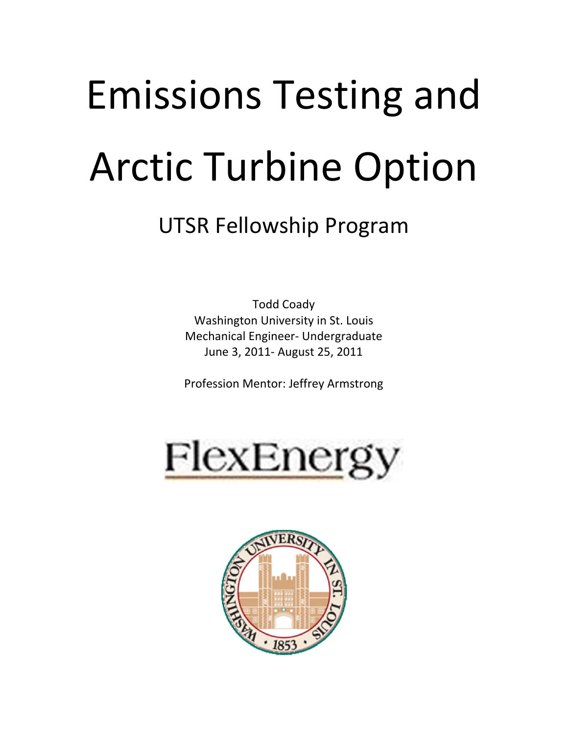# Emissions Testing and Arctic Turbine Option

## UTSR Fellowship Program

Todd Coady
Washington University in St. Louis
Mechanical Engineer- Undergraduate
June 3, 2011- August 25, 2011

Profession Mentor: Jeffrey Armstrong

FlexEnergy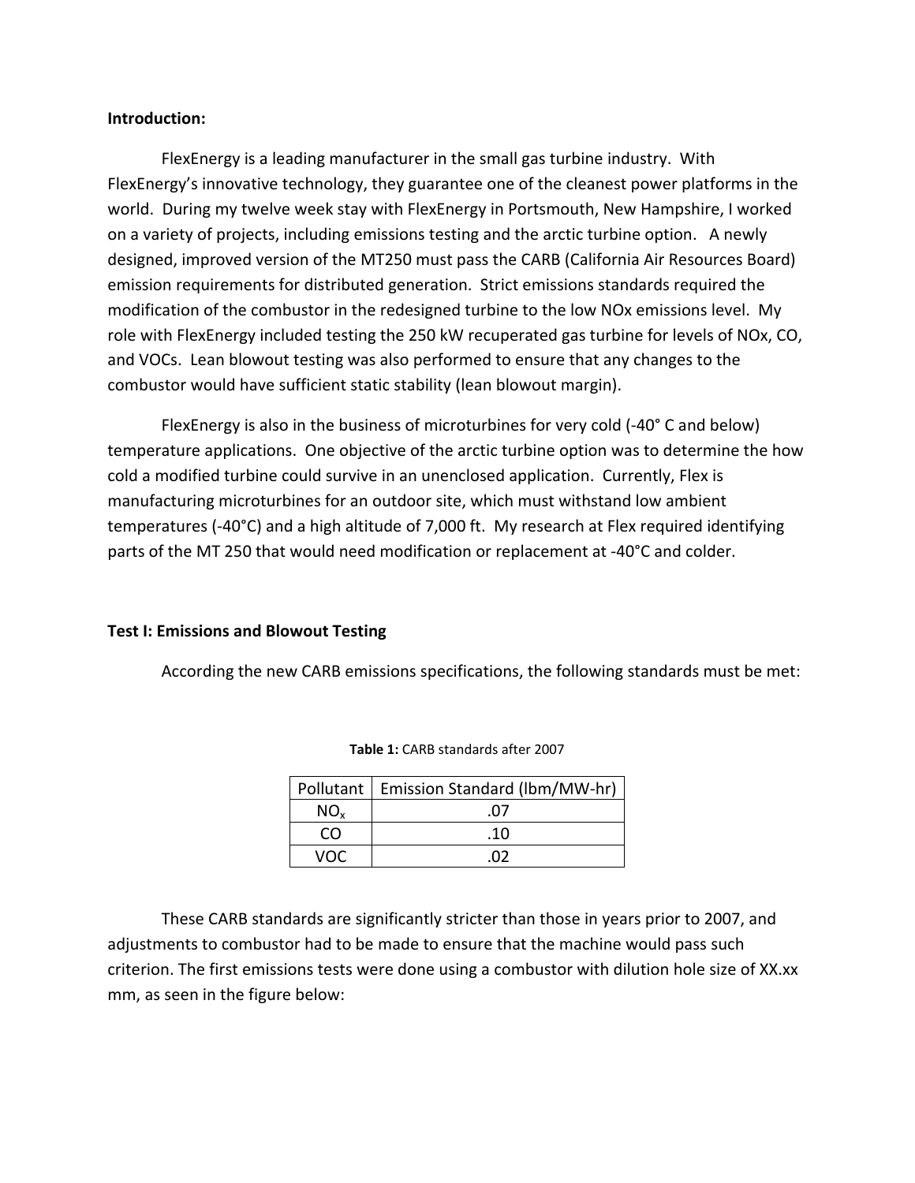**Introduction:**

FlexEnergy is a leading manufacturer in the small gas turbine industry. With FlexEnergy's innovative technology, they guarantee one of the cleanest power platforms in the world. During my twelve week stay with FlexEnergy in Portsmouth, New Hampshire, I worked on a variety of projects, including emissions testing and the arctic turbine option. A newly designed, improved version of the MT250 must pass the CARB (California Air Resources Board) emission requirements for distributed generation. Strict emissions standards required the modification of the combustor in the redesigned turbine to the low NOx emissions level. My role with FlexEnergy included testing the 250 kW recuperated gas turbine for levels of NOx, CO, and VOCs. Lean blowout testing was also performed to ensure that any changes to the combustor would have sufficient static stability (lean blowout margin).

FlexEnergy is also in the business of microturbines for very cold (-40° C and below) temperature applications. One objective of the arctic turbine option was to determine the how cold a modified turbine could survive in an unenclosed application. Currently, Flex is manufacturing microturbines for an outdoor site, which must withstand low ambient temperatures (-40°C) and a high altitude of 7,000 ft. My research at Flex required identifying parts of the MT 250 that would need modification or replacement at -40°C and colder.

**Test I: Emissions and Blowout Testing**

According the new CARB emissions specifications, the following standards must be met:

**Table 1:** CARB standards after 2007

| Pollutant | Emission Standard (lbm/MW-hr) |
|---|---|
| $NO_x$ | .07 |
| CO | .10 |
| VOC | .02 |

These CARB standards are significantly stricter than those in years prior to 2007, and adjustments to combustor had to be made to ensure that the machine would pass such criterion. The first emissions tests were done using a combustor with dilution hole size of XX.xx mm, as seen in the figure below: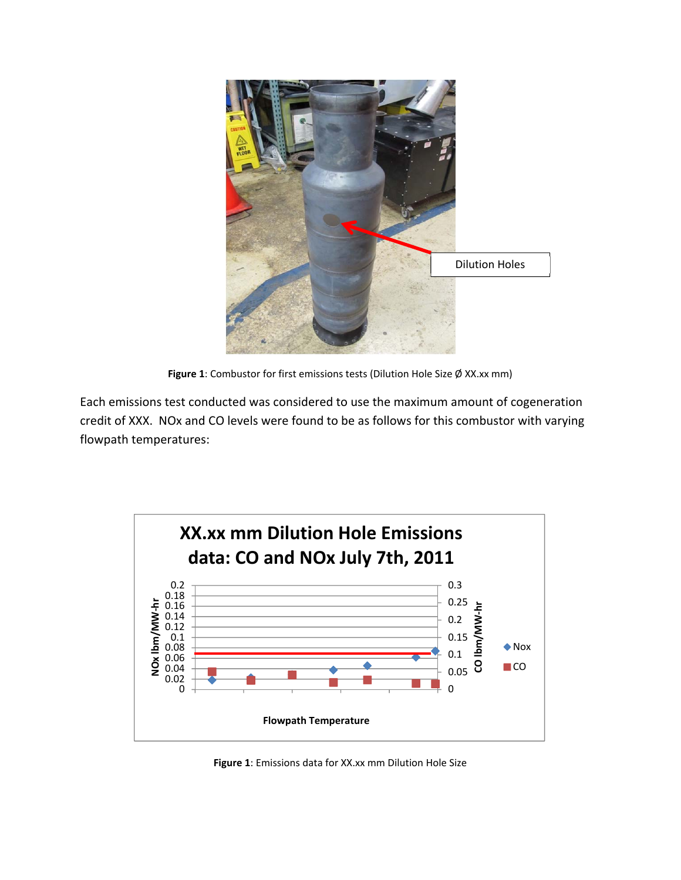Figure 1: Combustor for first emissions tests (Dilution Hole Size Ø XX.xx mm)

Each emissions test conducted was considered to use the maximum amount of cogeneration credit of XXX. NOx and CO levels were found to be as follows for this combustor with varying flowpath temperatures:

**Figure 1**: Emissions data for XX.xx mm Dilution Hole Size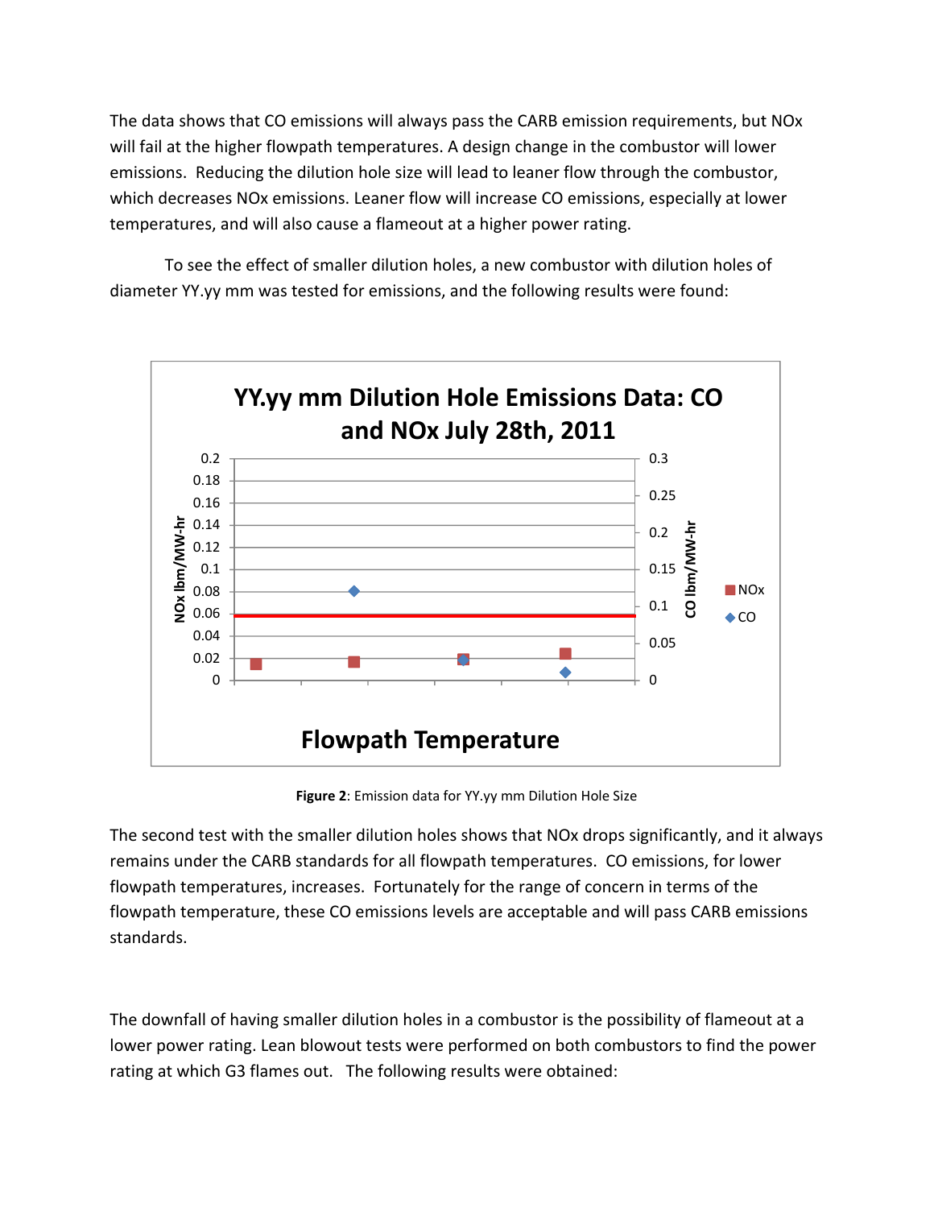The data shows that CO emissions will always pass the CARB emission requirements, but NOx will fail at the higher flowpath temperatures. A design change in the combustor will lower emissions. Reducing the dilution hole size will lead to leaner flow through the combustor, which decreases NOx emissions. Leaner flow will increase CO emissions, especially at lower temperatures, and will also cause a flameout at a higher power rating.

To see the effect of smaller dilution holes, a new combustor with dilution holes of diameter YY.yy mm was tested for emissions, and the following results were found:

**Figure 2**: Emission data for YY.yy mm Dilution Hole Size

The second test with the smaller dilution holes shows that NOx drops significantly, and it always remains under the CARB standards for all flowpath temperatures. CO emissions, for lower flowpath temperatures, increases. Fortunately for the range of concern in terms of the flowpath temperature, these CO emissions levels are acceptable and will pass CARB emissions standards.

The downfall of having smaller dilution holes in a combustor is the possibility of flameout at a lower power rating. Lean blowout tests were performed on both combustors to find the power rating at which G3 flames out. The following results were obtained: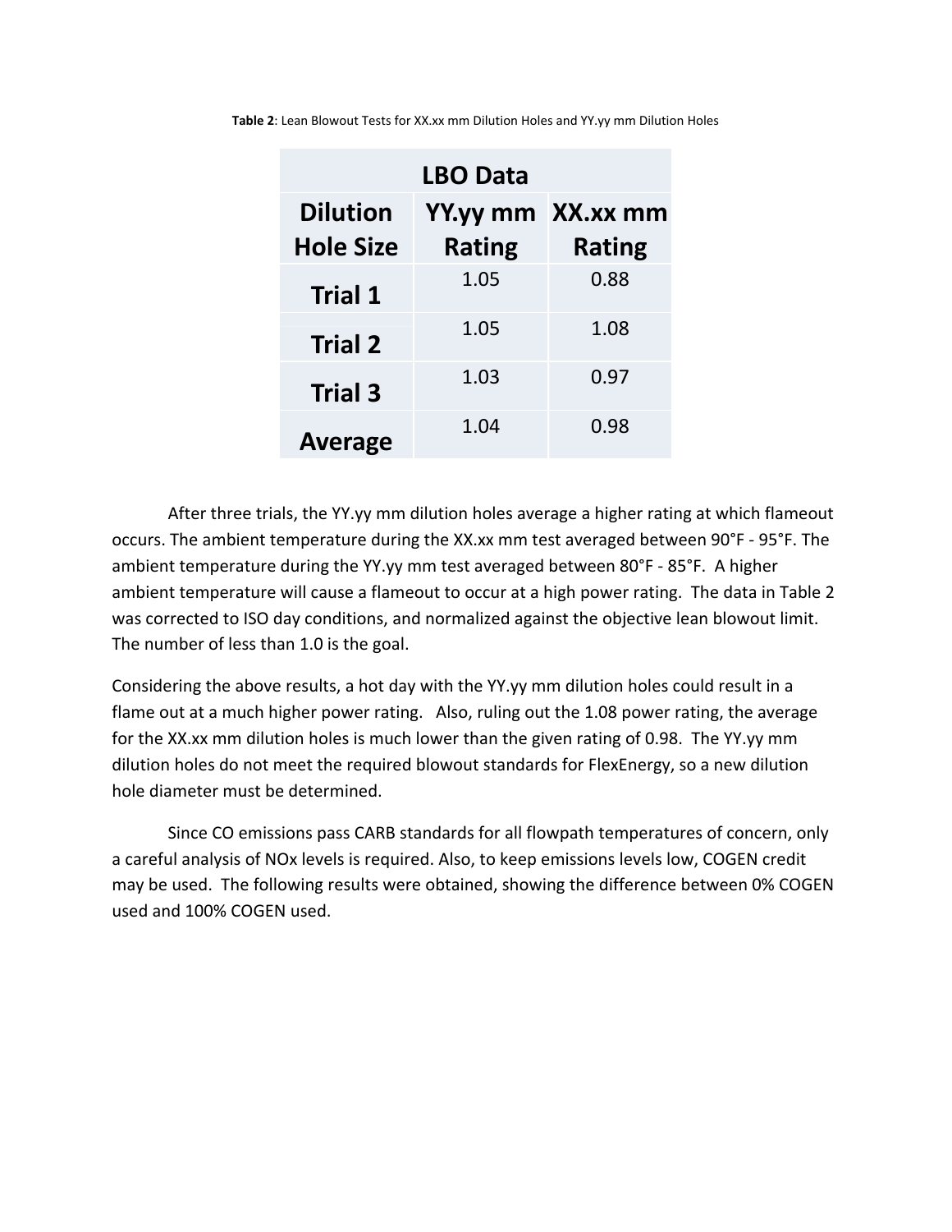**Table 2**: Lean Blowout Tests for XX.xx mm Dilution Holes and YY.yy mm Dilution Holes

| LBO Data | | |
|---|---|---|
| **Dilution Hole Size** | **YY.yy mm Rating** | **XX.xx mm Rating** |
| **Trial 1** | 1.05 | 0.88 |
| **Trial 2** | 1.05 | 1.08 |
| **Trial 3** | 1.03 | 0.97 |
| **Average** | 1.04 | 0.98 |

After three trials, the YY.yy mm dilution holes average a higher rating at which flameout occurs. The ambient temperature during the XX.xx mm test averaged between 90°F - 95°F. The ambient temperature during the YY.yy mm test averaged between 80°F - 85°F. A higher ambient temperature will cause a flameout to occur at a high power rating. The data in Table 2 was corrected to ISO day conditions, and normalized against the objective lean blowout limit. The number of less than 1.0 is the goal.

Considering the above results, a hot day with the YY.yy mm dilution holes could result in a flame out at a much higher power rating. Also, ruling out the 1.08 power rating, the average for the XX.xx mm dilution holes is much lower than the given rating of 0.98. The YY.yy mm dilution holes do not meet the required blowout standards for FlexEnergy, so a new dilution hole diameter must be determined.

Since CO emissions pass CARB standards for all flowpath temperatures of concern, only a careful analysis of NOx levels is required. Also, to keep emissions levels low, COGEN credit may be used. The following results were obtained, showing the difference between 0% COGEN used and 100% COGEN used.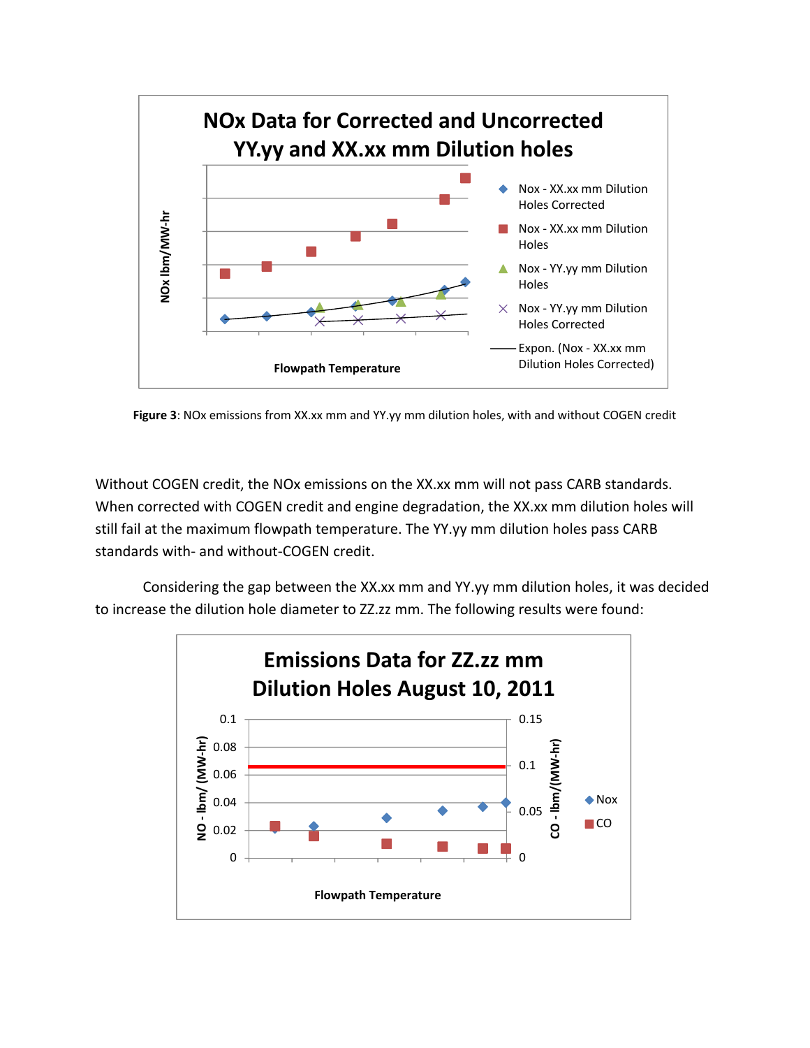**Figure 3**: NOx emissions from XX.xx mm and YY.yy mm dilution holes, with and without COGEN credit

Without COGEN credit, the NOx emissions on the XX.xx mm will not pass CARB standards. When corrected with COGEN credit and engine degradation, the XX.xx mm dilution holes will still fail at the maximum flowpath temperature. The YY.yy mm dilution holes pass CARB standards with- and without-COGEN credit.

Considering the gap between the XX.xx mm and YY.yy mm dilution holes, it was decided to increase the dilution hole diameter to ZZ.zz mm. The following results were found: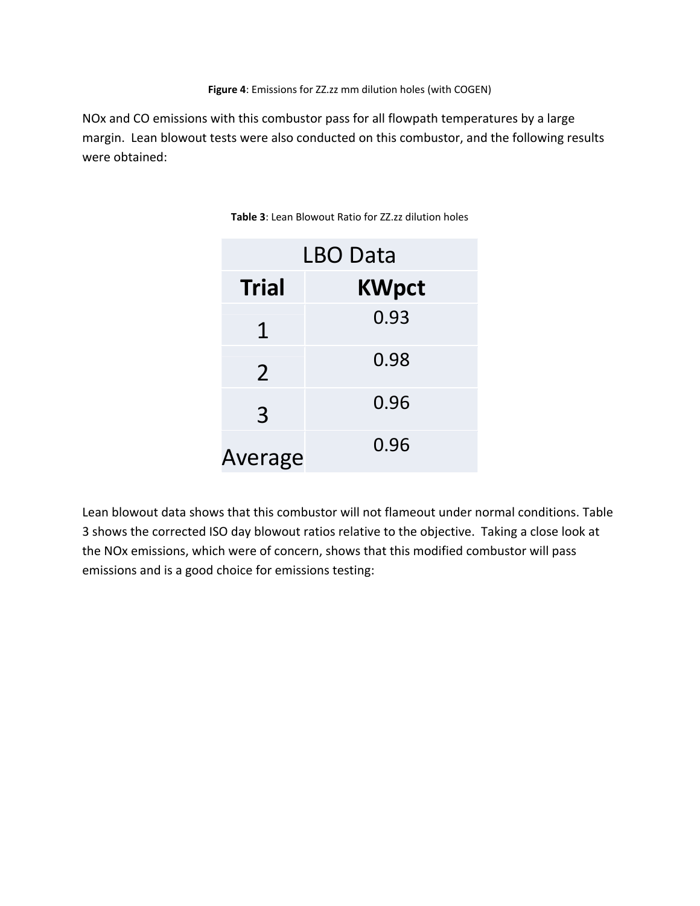**Figure 4**: Emissions for ZZ.zz mm dilution holes (with COGEN)

NOx and CO emissions with this combustor pass for all flowpath temperatures by a large margin. Lean blowout tests were also conducted on this combustor, and the following results were obtained:

**Table 3**: Lean Blowout Ratio for ZZ.zz dilution holes

| LBO Data | |
|---|---|
| **Trial** | **KWpct** |
| 1 | 0.93 |
| 2 | 0.98 |
| 3 | 0.96 |
| Average | 0.96 |

Lean blowout data shows that this combustor will not flameout under normal conditions. Table 3 shows the corrected ISO day blowout ratios relative to the objective. Taking a close look at the NOx emissions, which were of concern, shows that this modified combustor will pass emissions and is a good choice for emissions testing: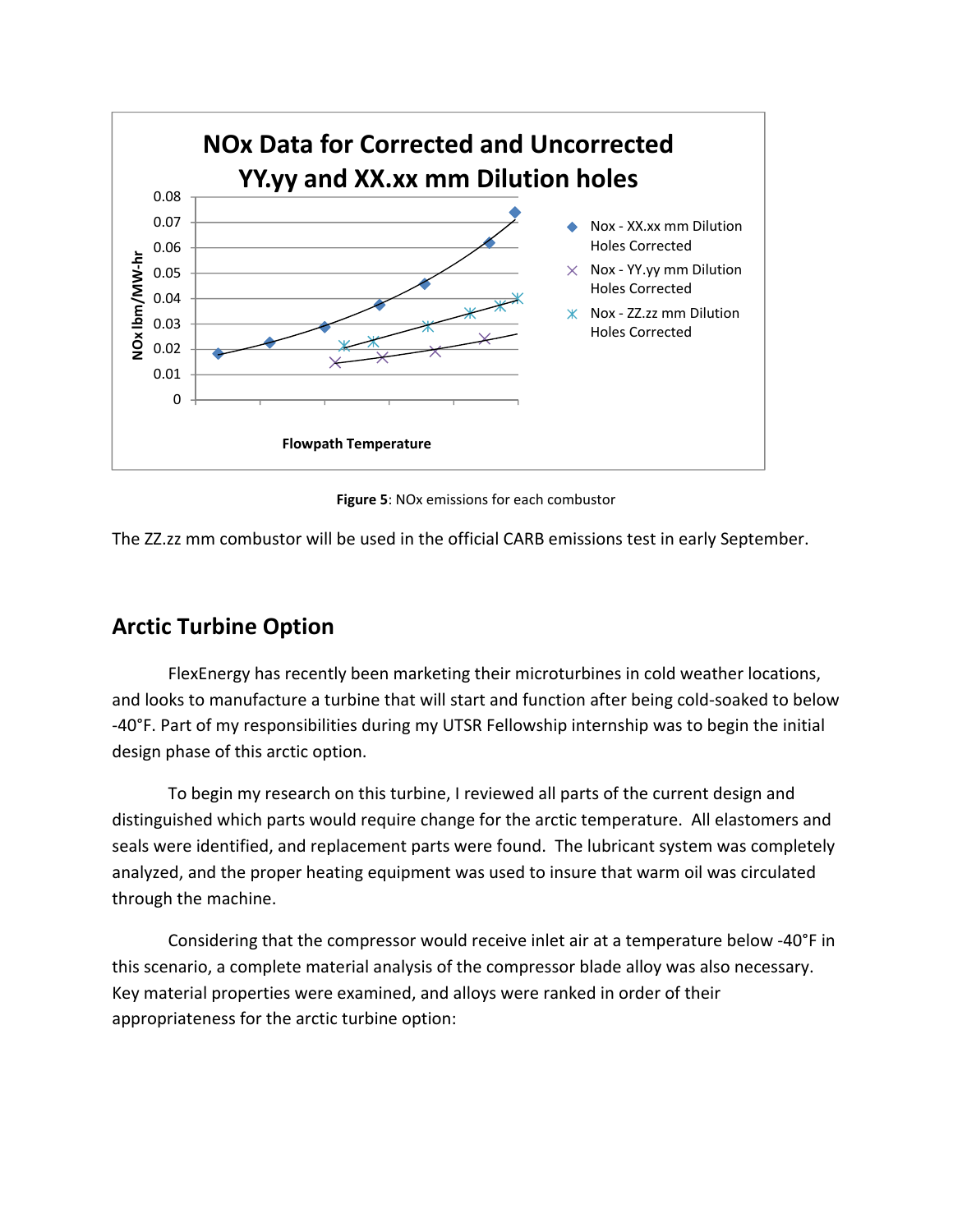**Figure 5**: NOx emissions for each combustor

The ZZ.zz mm combustor will be used in the official CARB emissions test in early September.

## Arctic Turbine Option

FlexEnergy has recently been marketing their microturbines in cold weather locations, and looks to manufacture a turbine that will start and function after being cold-soaked to below -40°F. Part of my responsibilities during my UTSR Fellowship internship was to begin the initial design phase of this arctic option.

To begin my research on this turbine, I reviewed all parts of the current design and distinguished which parts would require change for the arctic temperature. All elastomers and seals were identified, and replacement parts were found. The lubricant system was completely analyzed, and the proper heating equipment was used to insure that warm oil was circulated through the machine.

Considering that the compressor would receive inlet air at a temperature below -40°F in this scenario, a complete material analysis of the compressor blade alloy was also necessary. Key material properties were examined, and alloys were ranked in order of their appropriateness for the arctic turbine option: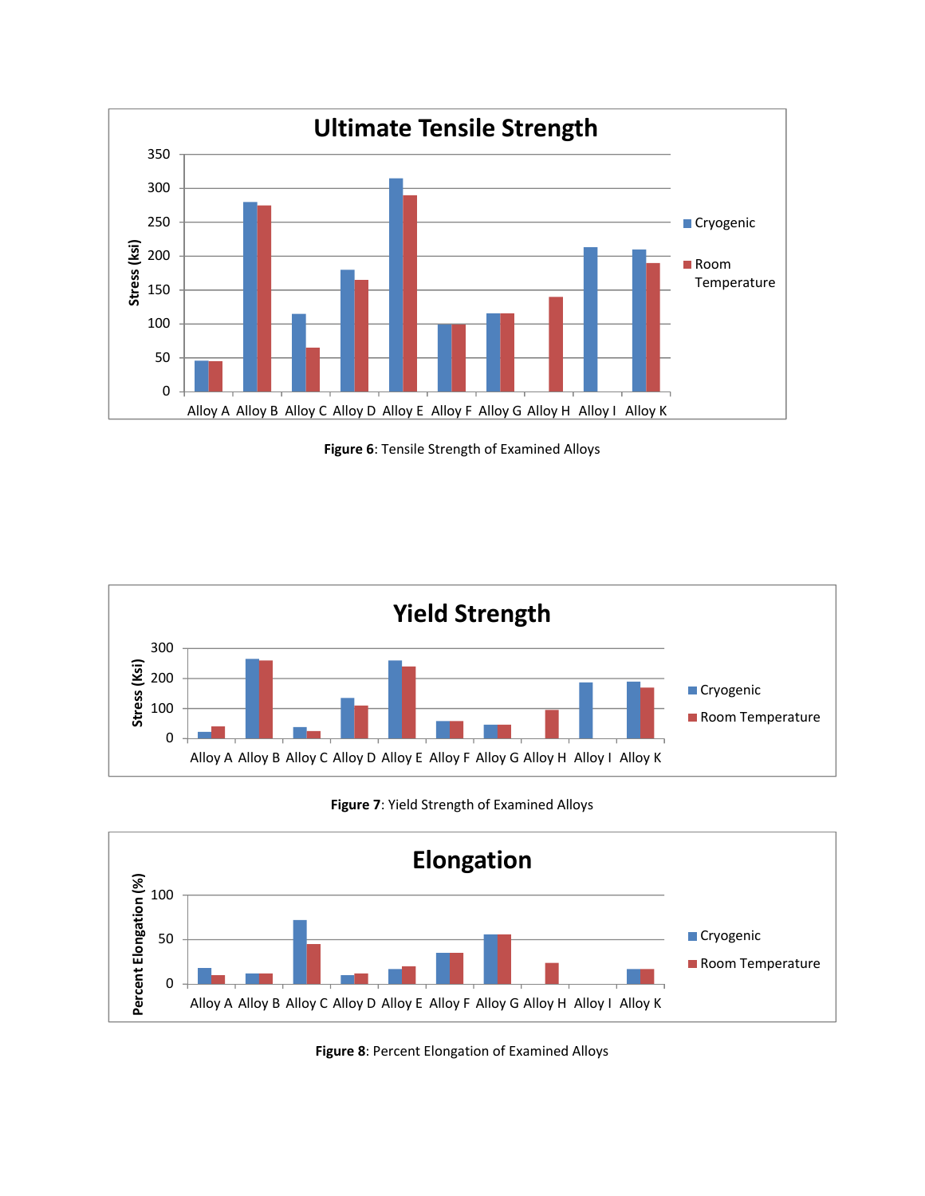**Figure 6**: Tensile Strength of Examined Alloys

**Figure 7**: Yield Strength of Examined Alloys

**Figure 8**: Percent Elongation of Examined Alloys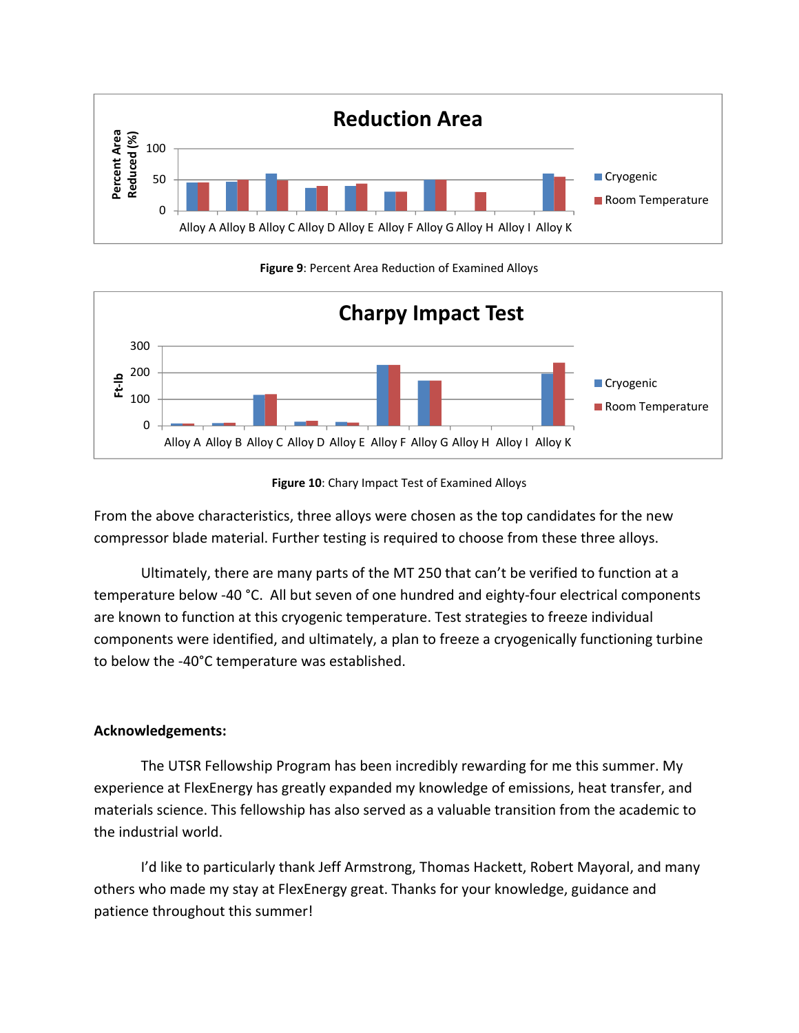**Figure 9**: Percent Area Reduction of Examined Alloys

**Figure 10**: Chary Impact Test of Examined Alloys

From the above characteristics, three alloys were chosen as the top candidates for the new compressor blade material. Further testing is required to choose from these three alloys.

Ultimately, there are many parts of the MT 250 that can't be verified to function at a temperature below -40 °C. All but seven of one hundred and eighty-four electrical components are known to function at this cryogenic temperature. Test strategies to freeze individual components were identified, and ultimately, a plan to freeze a cryogenically functioning turbine to below the -40°C temperature was established.

**Acknowledgements:**

The UTSR Fellowship Program has been incredibly rewarding for me this summer. My experience at FlexEnergy has greatly expanded my knowledge of emissions, heat transfer, and materials science. This fellowship has also served as a valuable transition from the academic to the industrial world.

I'd like to particularly thank Jeff Armstrong, Thomas Hackett, Robert Mayoral, and many others who made my stay at FlexEnergy great. Thanks for your knowledge, guidance and patience throughout this summer!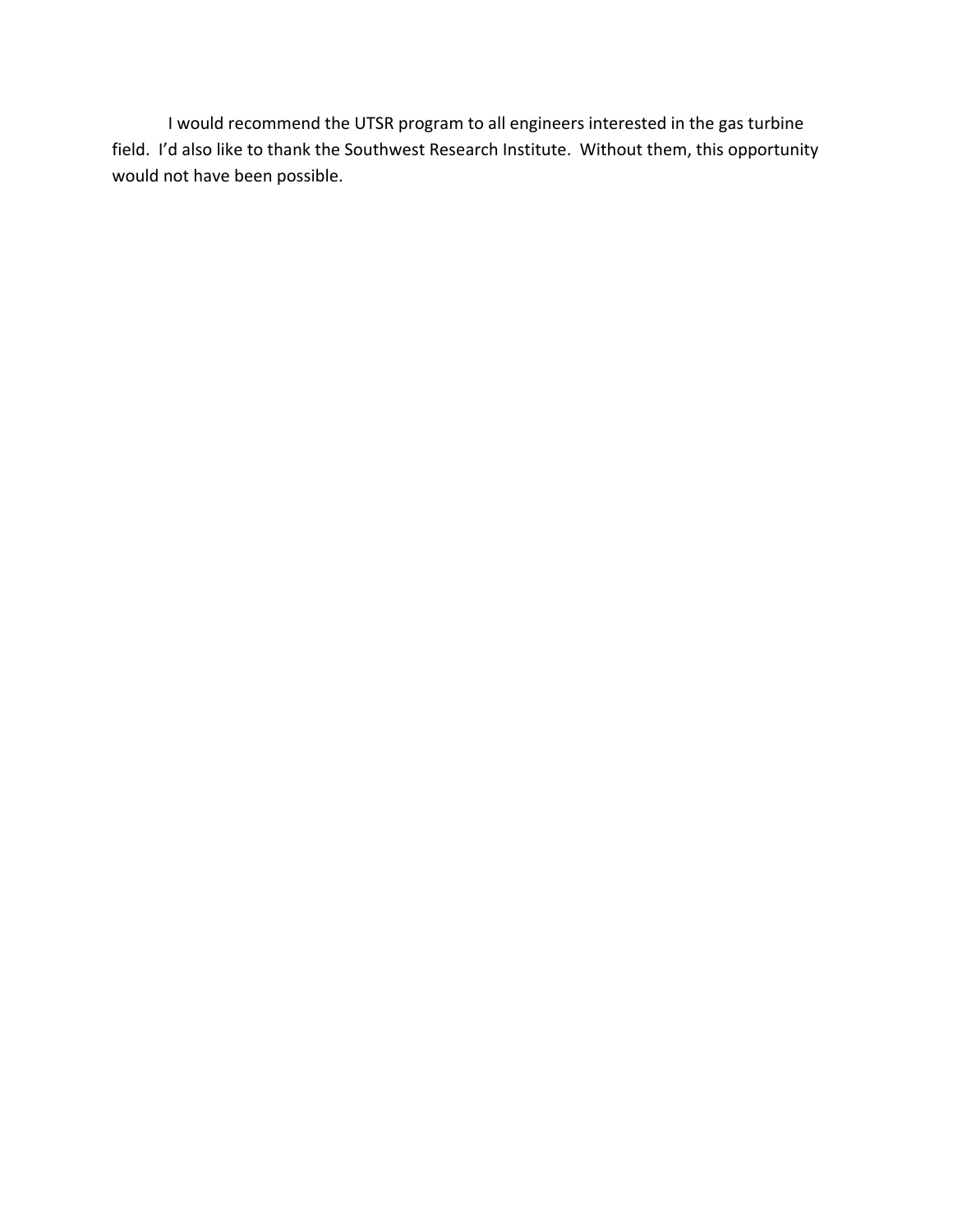I would recommend the UTSR program to all engineers interested in the gas turbine field. I'd also like to thank the Southwest Research Institute. Without them, this opportunity would not have been possible.